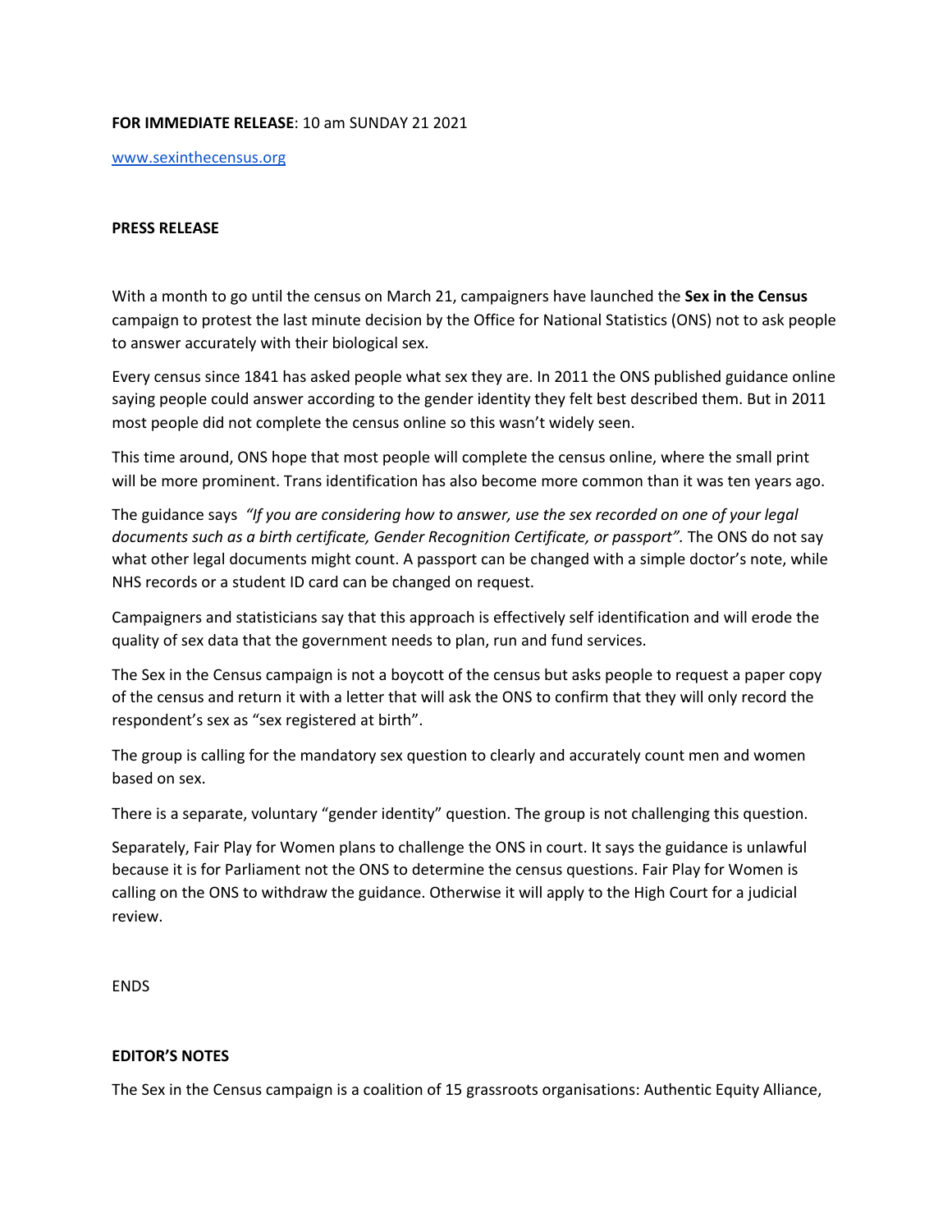**FOR IMMEDIATE RELEASE**: 10 am SUNDAY 21 2021

[www.sexinthecensus.org](www.sexinthecensus.org)

**PRESS RELEASE**

With a month to go until the census on March 21, campaigners have launched the **Sex in the Census** campaign to protest the last minute decision by the Office for National Statistics (ONS) not to ask people to answer accurately with their biological sex.

Every census since 1841 has asked people what sex they are. In 2011 the ONS published guidance online saying people could answer according to the gender identity they felt best described them. But in 2011 most people did not complete the census online so this wasn't widely seen.

This time around, ONS hope that most people will complete the census online, where the small print will be more prominent. Trans identification has also become more common than it was ten years ago.

The guidance says *"If you are considering how to answer, use the sex recorded on one of your legal documents such as a birth certificate, Gender Recognition Certificate, or passport".* The ONS do not say what other legal documents might count. A passport can be changed with a simple doctor's note, while NHS records or a student ID card can be changed on request.

Campaigners and statisticians say that this approach is effectively self identification and will erode the quality of sex data that the government needs to plan, run and fund services.

The Sex in the Census campaign is not a boycott of the census but asks people to request a paper copy of the census and return it with a letter that will ask the ONS to confirm that they will only record the respondent's sex as "sex registered at birth".

The group is calling for the mandatory sex question to clearly and accurately count men and women based on sex.

There is a separate, voluntary "gender identity" question. The group is not challenging this question.

Separately, Fair Play for Women plans to challenge the ONS in court. It says the guidance is unlawful because it is for Parliament not the ONS to determine the census questions. Fair Play for Women is calling on the ONS to withdraw the guidance. Otherwise it will apply to the High Court for a judicial review.

ENDS

**EDITOR'S NOTES**

The Sex in the Census campaign is a coalition of 15 grassroots organisations: Authentic Equity Alliance,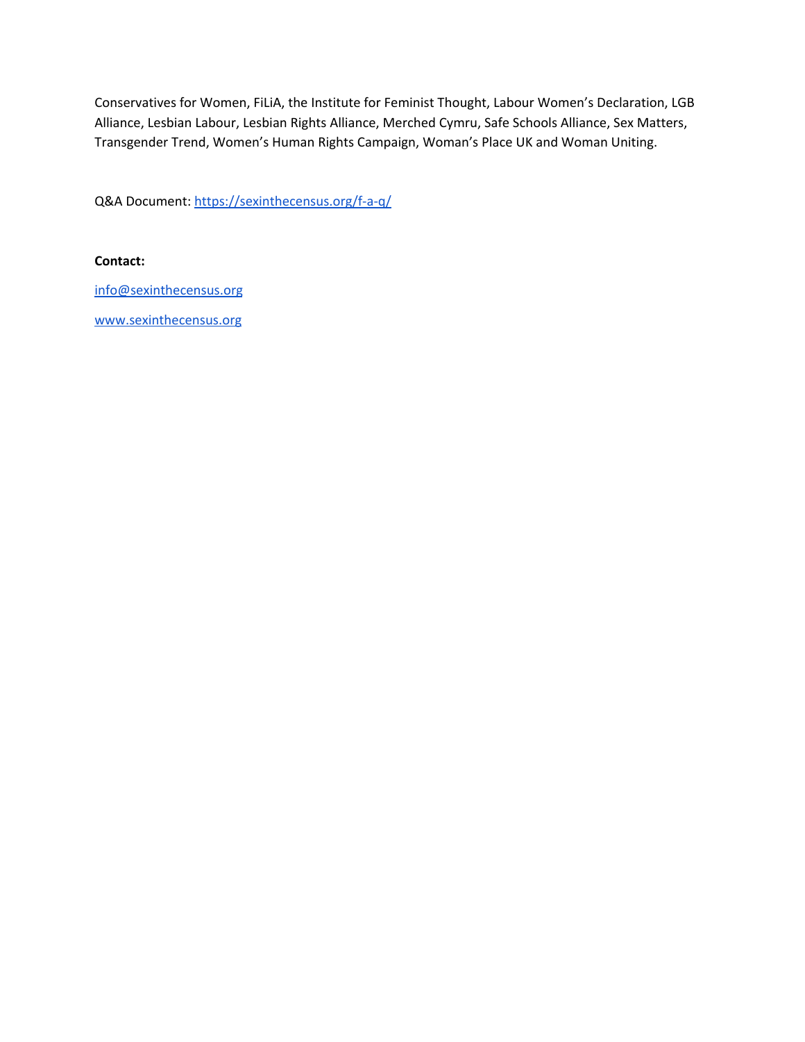Conservatives for Women, FiLiA, the Institute for Feminist Thought, Labour Women's Declaration, LGB Alliance, Lesbian Labour, Lesbian Rights Alliance, Merched Cymru, Safe Schools Alliance, Sex Matters, Transgender Trend, Women's Human Rights Campaign, Woman's Place UK and Woman Uniting.

Q&A Document: https://sexinthecensus.org/f-a-q/

**Contact:**

info@sexinthecensus.org

www.sexinthecensus.org